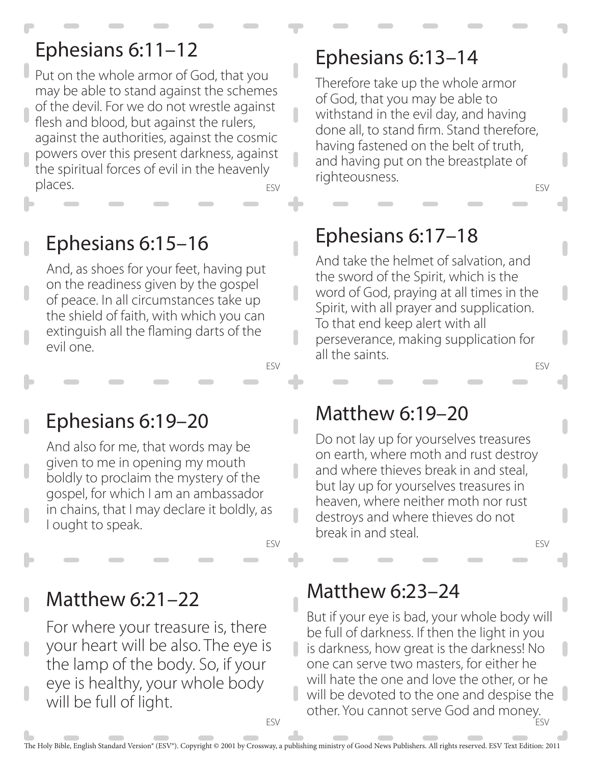## Ephesians 6:11–12

Put on the whole armor of God, that you may be able to stand against the schemes of the devil. For we do not wrestle against flesh and blood, but against the rulers, against the authorities, against the cosmic powers over this present darkness, against the spiritual forces of evil in the heavenly places.

ESV

## Ephesians 6:13–14

Therefore take up the whole armor of God, that you may be able to withstand in the evil day, and having done all, to stand firm. Stand therefore, having fastened on the belt of truth, and having put on the breastplate of righteousness.

ESV

## Ephesians 6:15–16

And, as shoes for your feet, having put on the readiness given by the gospel of peace. In all circumstances take up the shield of faith, with which you can extinguish all the flaming darts of the evil one.

ESV

## Ephesians 6:17–18

And take the helmet of salvation, and the sword of the Spirit, which is the word of God, praying at all times in the Spirit, with all prayer and supplication. To that end keep alert with all perseverance, making supplication for all the saints.

ESV

## Ephesians 6:19–20

And also for me, that words may be given to me in opening my mouth boldly to proclaim the mystery of the gospel, for which I am an ambassador in chains, that I may declare it boldly, as I ought to speak.

ESV

## Matthew 6:19–20

Do not lay up for yourselves treasures on earth, where moth and rust destroy and where thieves break in and steal, but lay up for yourselves treasures in heaven, where neither moth nor rust destroys and where thieves do not break in and steal.

ESV

## Matthew 6:21–22

For where your treasure is, there your heart will be also. The eye is the lamp of the body. So, if your eye is healthy, your whole body will be full of light.

ESV

## Matthew 6:23–24

But if your eye is bad, your whole body will be full of darkness. If then the light in you is darkness, how great is the darkness! No one can serve two masters, for either he will hate the one and love the other, or he will be devoted to the one and despise the other. You cannot serve God and money.

ESV

The Holy Bible, English Standard Version® (ESV®). Copyright © 2001 by Crossway, a publishing ministry of Good News Publishers. All rights reserved. ESV Text Edition: 2011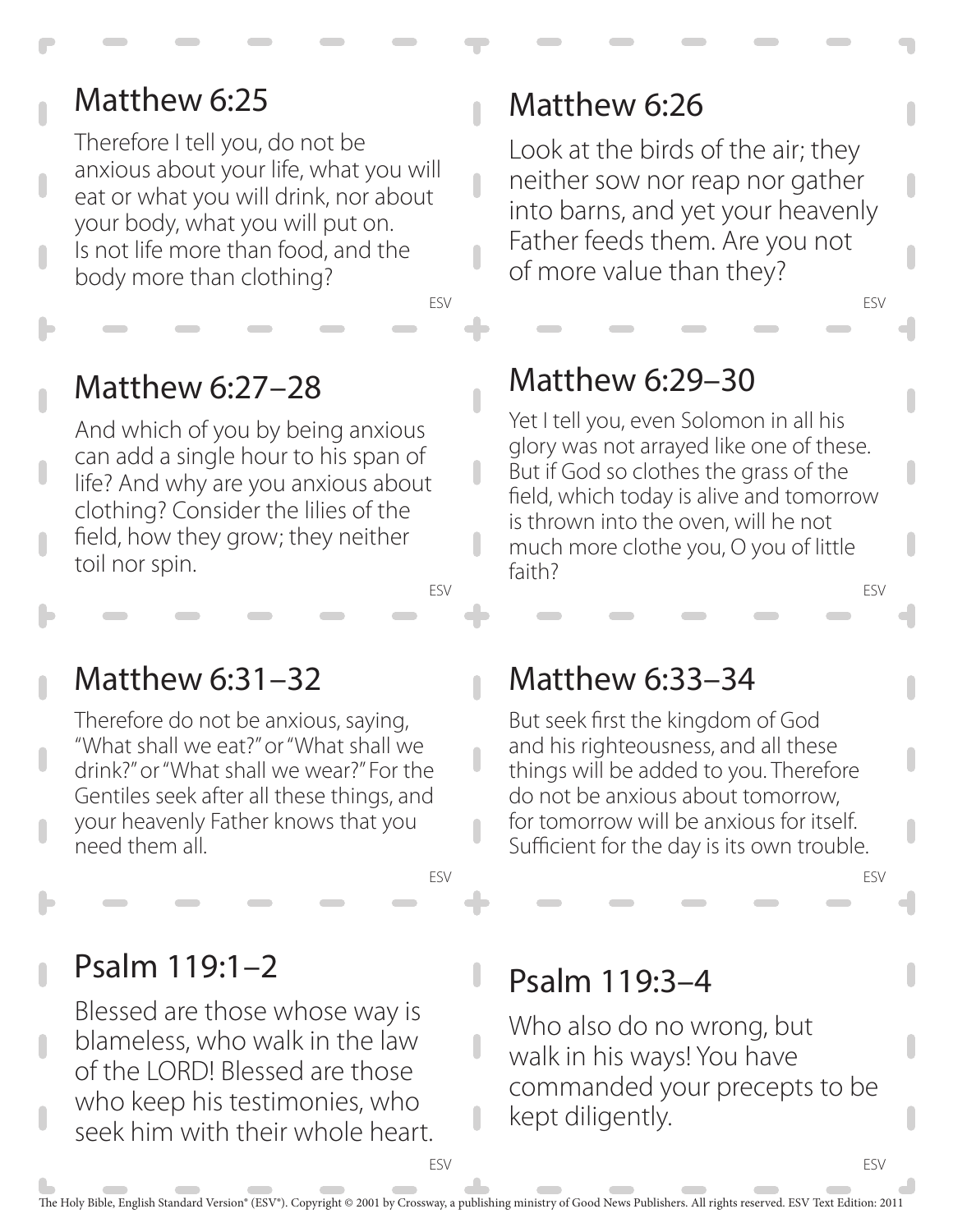## Matthew 6:25

Therefore I tell you, do not be anxious about your life, what you will eat or what you will drink, nor about your body, what you will put on. Is not life more than food, and the body more than clothing?

ESV

## Matthew 6:26

Look at the birds of the air; they neither sow nor reap nor gather into barns, and yet your heavenly Father feeds them. Are you not of more value than they?

ESV

## Matthew 6:27–28

And which of you by being anxious can add a single hour to his span of life? And why are you anxious about clothing? Consider the lilies of the field, how they grow; they neither toil nor spin.

ESV

## Matthew 6:29–30

Yet I tell you, even Solomon in all his glory was not arrayed like one of these. But if God so clothes the grass of the field, which today is alive and tomorrow is thrown into the oven, will he not much more clothe you, O you of little faith?

ESV

## Matthew 6:31–32

Therefore do not be anxious, saying, "What shall we eat?" or "What shall we drink?" or "What shall we wear?" For the Gentiles seek after all these things, and your heavenly Father knows that you need them all.

ESV

## Matthew 6:33–34

But seek first the kingdom of God and his righteousness, and all these things will be added to you. Therefore do not be anxious about tomorrow, for tomorrow will be anxious for itself. Sufficient for the day is its own trouble.

ESV

## Psalm 119:1–2

Blessed are those whose way is blameless, who walk in the law of the LORD! Blessed are those who keep his testimonies, who seek him with their whole heart.

ESV

## Psalm 119:3–4

Who also do no wrong, but walk in his ways! You have commanded your precepts to be kept diligently.

ESV

The Holy Bible, English Standard Version® (ESV®). Copyright © 2001 by Crossway, a publishing ministry of Good News Publishers. All rights reserved. ESV Text Edition: 2011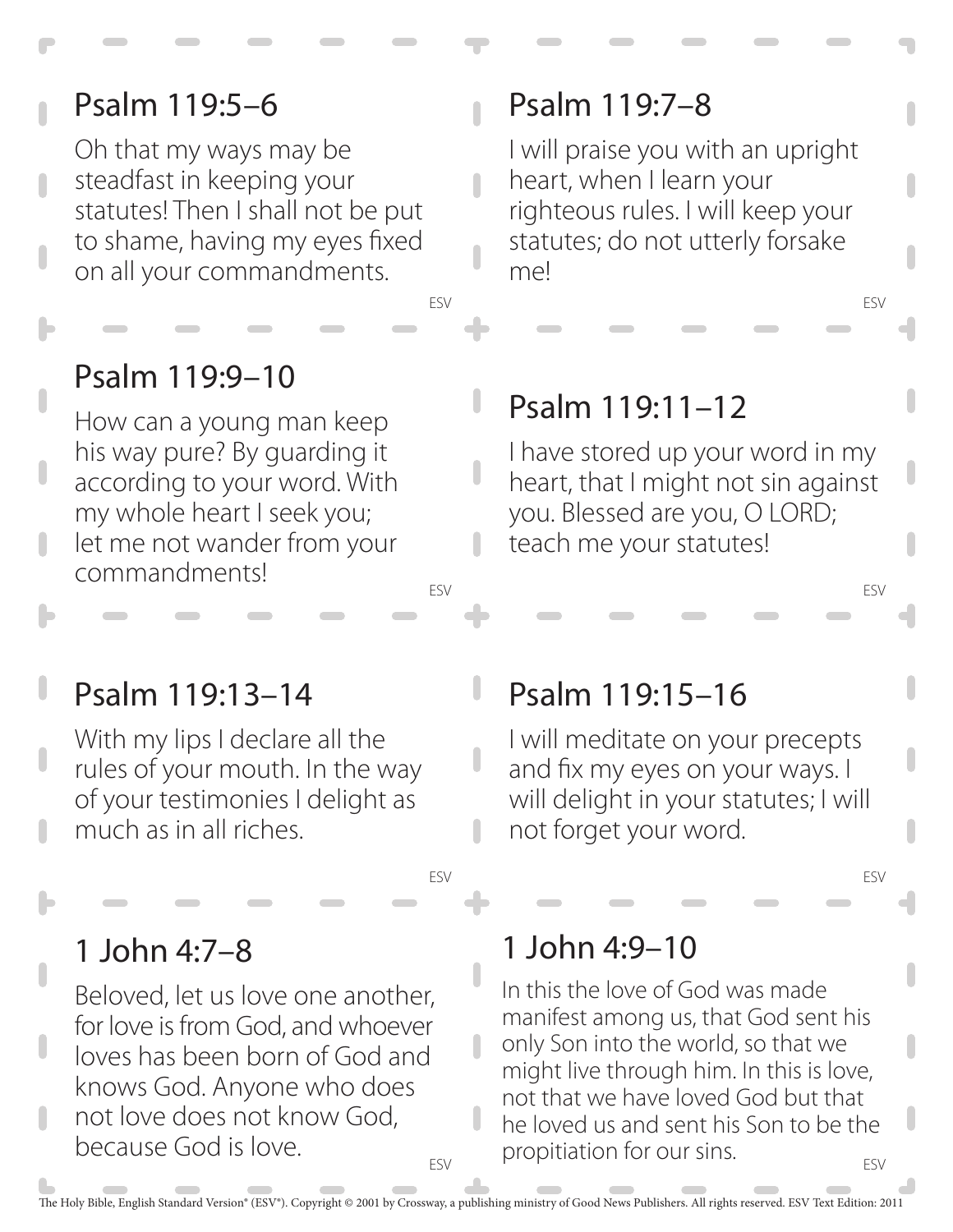## Psalm 119:5–6

Oh that my ways may be steadfast in keeping your statutes! Then I shall not be put to shame, having my eyes fixed on all your commandments.

ESV

## Psalm 119:7–8

I will praise you with an upright heart, when I learn your righteous rules. I will keep your statutes; do not utterly forsake me!

ESV

## Psalm 119:9–10

How can a young man keep his way pure? By guarding it according to your word. With my whole heart I seek you; let me not wander from your commandments!

ESV

## Psalm 119:11–12

I have stored up your word in my heart, that I might not sin against you. Blessed are you, O LORD; teach me your statutes!

ESV

## Psalm 119:13–14

With my lips I declare all the rules of your mouth. In the way of your testimonies I delight as much as in all riches.

ESV

## Psalm 119:15–16

I will meditate on your precepts and fix my eyes on your ways. I will delight in your statutes; I will not forget your word.

ESV

## 1 John 4:7–8

Beloved, let us love one another, for love is from God, and whoever loves has been born of God and knows God. Anyone who does not love does not know God, because God is love.

ESV

## 1 John 4:9–10

In this the love of God was made manifest among us, that God sent his only Son into the world, so that we might live through him. In this is love, not that we have loved God but that he loved us and sent his Son to be the propitiation for our sins.

ESV

The Holy Bible, English Standard Version® (ESV®). Copyright © 2001 by Crossway, a publishing ministry of Good News Publishers. All rights reserved. ESV Text Edition: 2011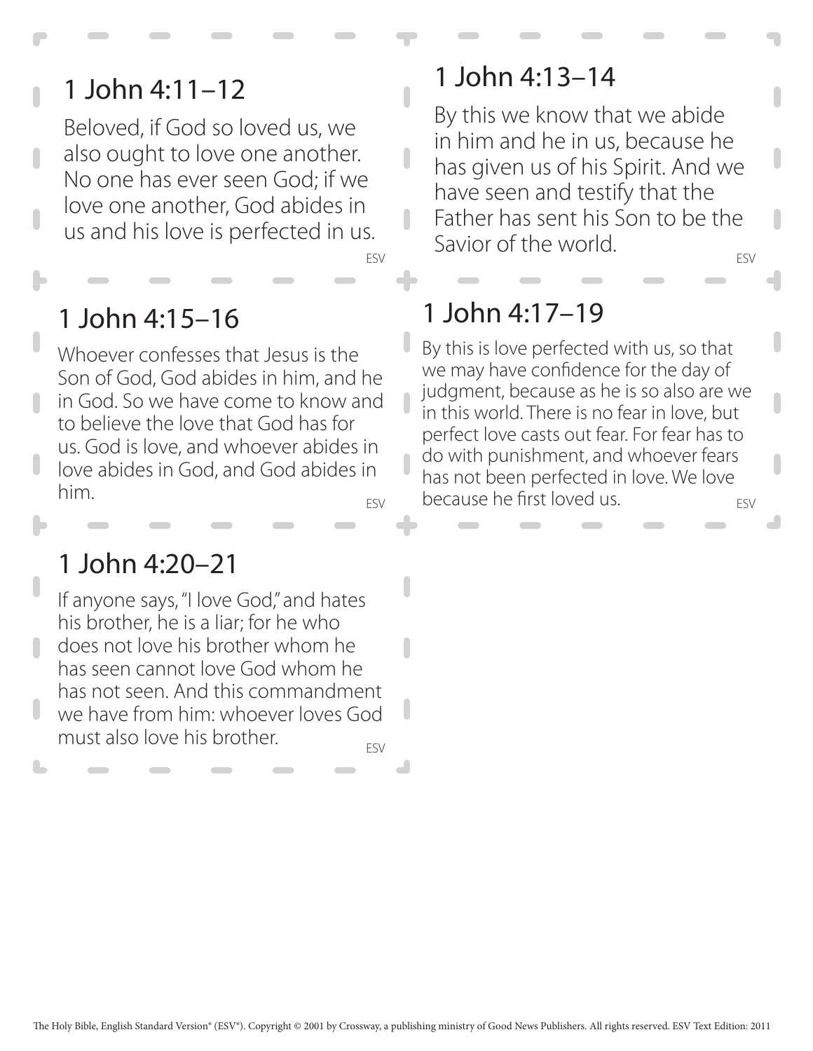## 1 John 4:11–12

Beloved, if God so loved us, we also ought to love one another. No one has ever seen God; if we love one another, God abides in us and his love is perfected in us.

ESV

## 1 John 4:13–14

By this we know that we abide in him and he in us, because he has given us of his Spirit. And we have seen and testify that the Father has sent his Son to be the Savior of the world.

ESV

## 1 John 4:15–16

Whoever confesses that Jesus is the Son of God, God abides in him, and he in God. So we have come to know and to believe the love that God has for us. God is love, and whoever abides in love abides in God, and God abides in him.

ESV

## 1 John 4:17–19

By this is love perfected with us, so that we may have confidence for the day of judgment, because as he is so also are we in this world. There is no fear in love, but perfect love casts out fear. For fear has to do with punishment, and whoever fears has not been perfected in love. We love because he first loved us.

ESV

## 1 John 4:20–21

If anyone says, "I love God," and hates his brother, he is a liar; for he who does not love his brother whom he has seen cannot love God whom he has not seen. And this commandment we have from him: whoever loves God must also love his brother.

ESV

The Holy Bible, English Standard Version® (ESV®). Copyright © 2001 by Crossway, a publishing ministry of Good News Publishers. All rights reserved. ESV Text Edition: 2011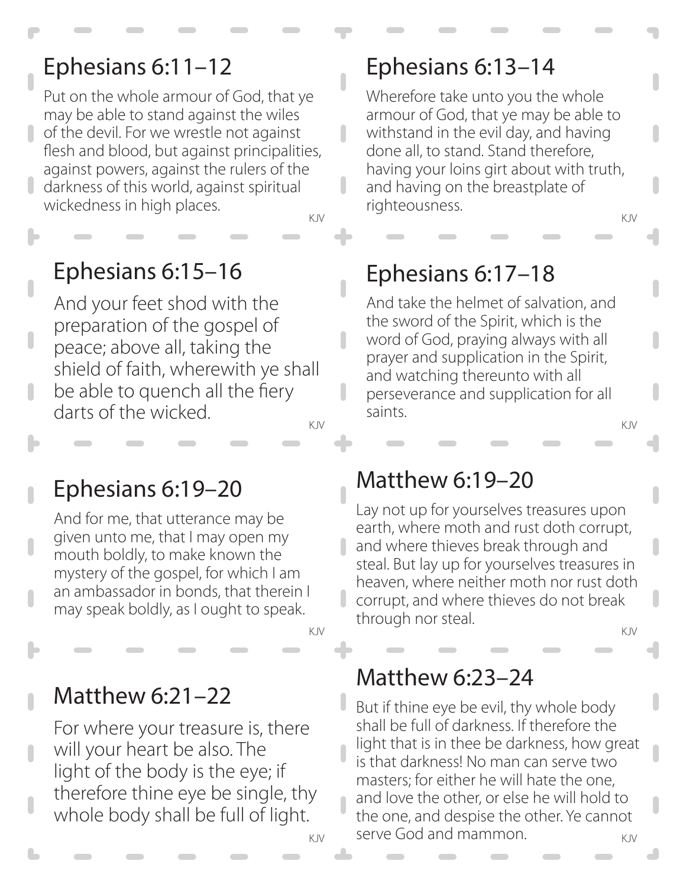## Ephesians 6:11–12

Put on the whole armour of God, that ye may be able to stand against the wiles of the devil. For we wrestle not against flesh and blood, but against principalities, against powers, against the rulers of the darkness of this world, against spiritual wickedness in high places.

KJV

## Ephesians 6:13–14

Wherefore take unto you the whole armour of God, that ye may be able to withstand in the evil day, and having done all, to stand. Stand therefore, having your loins girt about with truth, and having on the breastplate of righteousness.

KJV

## Ephesians 6:15–16

And your feet shod with the preparation of the gospel of peace; above all, taking the shield of faith, wherewith ye shall be able to quench all the fiery darts of the wicked.

KJV

## Ephesians 6:17–18

And take the helmet of salvation, and the sword of the Spirit, which is the word of God, praying always with all prayer and supplication in the Spirit, and watching thereunto with all perseverance and supplication for all saints.

KJV

## Ephesians 6:19–20

And for me, that utterance may be given unto me, that I may open my mouth boldly, to make known the mystery of the gospel, for which I am an ambassador in bonds, that therein I may speak boldly, as I ought to speak.

KJV

## Matthew 6:19–20

Lay not up for yourselves treasures upon earth, where moth and rust doth corrupt, and where thieves break through and steal. But lay up for yourselves treasures in heaven, where neither moth nor rust doth corrupt, and where thieves do not break through nor steal.

KJV

## Matthew 6:21–22

For where your treasure is, there will your heart be also. The light of the body is the eye; if therefore thine eye be single, thy whole body shall be full of light.

KJV

## Matthew 6:23–24

But if thine eye be evil, thy whole body shall be full of darkness. If therefore the light that is in thee be darkness, how great is that darkness! No man can serve two masters; for either he will hate the one, and love the other, or else he will hold to the one, and despise the other. Ye cannot serve God and mammon.

KJV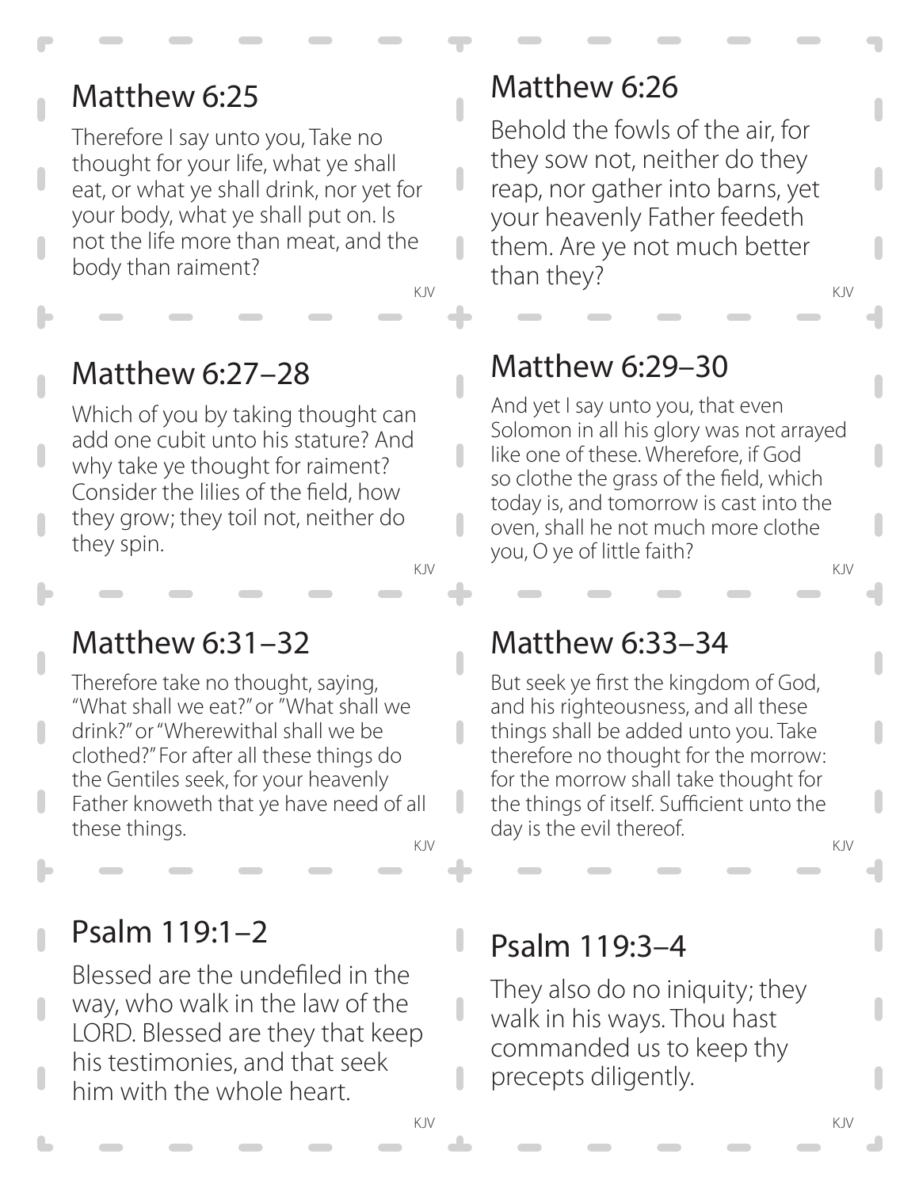## Matthew 6:25

Therefore I say unto you, Take no thought for your life, what ye shall eat, or what ye shall drink, nor yet for your body, what ye shall put on. Is not the life more than meat, and the body than raiment?

KJV

## Matthew 6:26

Behold the fowls of the air, for they sow not, neither do they reap, nor gather into barns, yet your heavenly Father feedeth them. Are ye not much better than they?

KJV

## Matthew 6:27–28

Which of you by taking thought can add one cubit unto his stature? And why take ye thought for raiment? Consider the lilies of the field, how they grow; they toil not, neither do they spin.

KJV

## Matthew 6:29–30

And yet I say unto you, that even Solomon in all his glory was not arrayed like one of these. Wherefore, if God so clothe the grass of the field, which today is, and tomorrow is cast into the oven, shall he not much more clothe you, O ye of little faith?

KJV

## Matthew 6:31–32

Therefore take no thought, saying, "What shall we eat?" or "What shall we drink?" or "Wherewithal shall we be clothed?" For after all these things do the Gentiles seek, for your heavenly Father knoweth that ye have need of all these things.

KJV

## Matthew 6:33–34

But seek ye first the kingdom of God, and his righteousness, and all these things shall be added unto you. Take therefore no thought for the morrow: for the morrow shall take thought for the things of itself. Sufficient unto the day is the evil thereof.

KJV

## Psalm 119:1–2

Blessed are the undefiled in the way, who walk in the law of the LORD. Blessed are they that keep his testimonies, and that seek him with the whole heart.

KJV

## Psalm 119:3–4

They also do no iniquity; they walk in his ways. Thou hast commanded us to keep thy precepts diligently.

KJV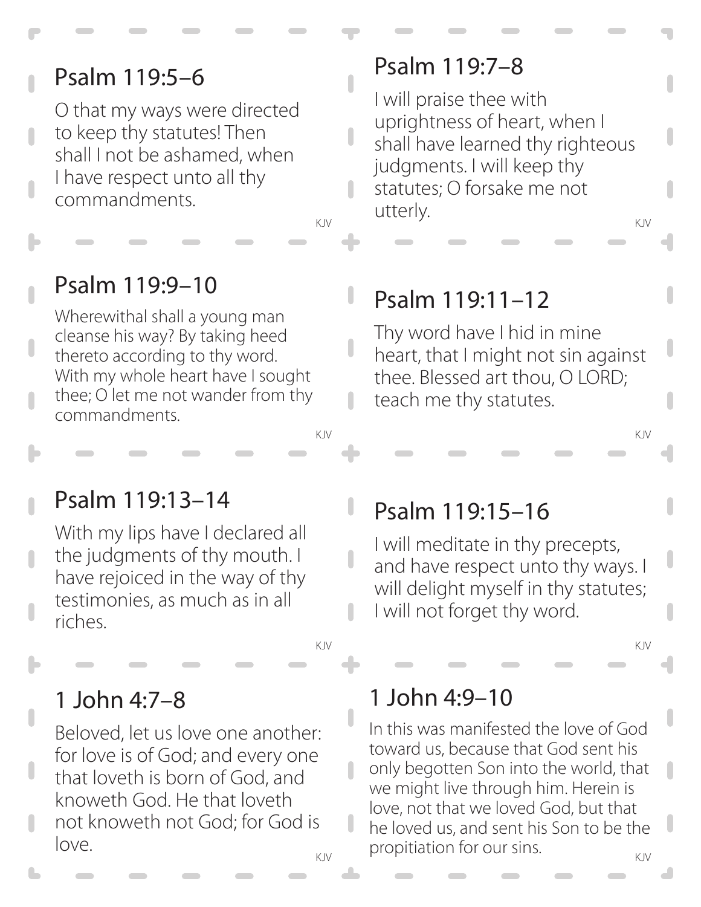## Psalm 119:5–6

O that my ways were directed to keep thy statutes! Then shall I not be ashamed, when I have respect unto all thy commandments.

KJV

## Psalm 119:7–8

I will praise thee with uprightness of heart, when I shall have learned thy righteous judgments. I will keep thy statutes; O forsake me not utterly.

KJV

## Psalm 119:9–10

Wherewithal shall a young man cleanse his way? By taking heed thereto according to thy word. With my whole heart have I sought thee; O let me not wander from thy commandments.

KJV

## Psalm 119:11–12

Thy word have I hid in mine heart, that I might not sin against thee. Blessed art thou, O LORD; teach me thy statutes.

KJV

## Psalm 119:13–14

With my lips have I declared all the judgments of thy mouth. I have rejoiced in the way of thy testimonies, as much as in all riches.

KJV

## Psalm 119:15–16

I will meditate in thy precepts, and have respect unto thy ways. I will delight myself in thy statutes; I will not forget thy word.

KJV

## 1 John 4:7–8

Beloved, let us love one another: for love is of God; and every one that loveth is born of God, and knoweth God. He that loveth not knoweth not God; for God is love.

KJV

## 1 John 4:9–10

In this was manifested the love of God toward us, because that God sent his only begotten Son into the world, that we might live through him. Herein is love, not that we loved God, but that he loved us, and sent his Son to be the propitiation for our sins.

KJV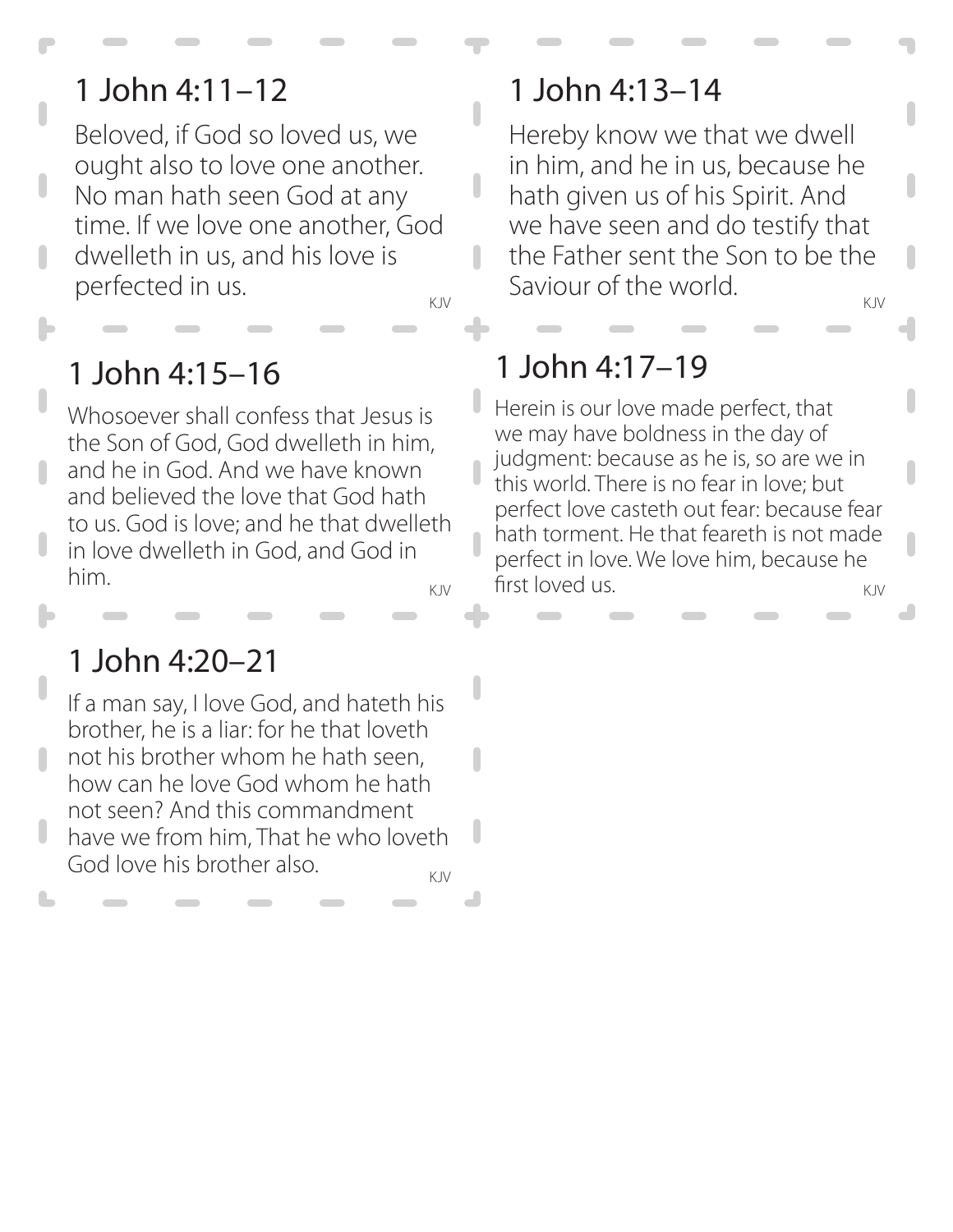## 1 John 4:11–12

Beloved, if God so loved us, we ought also to love one another. No man hath seen God at any time. If we love one another, God dwelleth in us, and his love is perfected in us.

KJV

## 1 John 4:13–14

Hereby know we that we dwell in him, and he in us, because he hath given us of his Spirit. And we have seen and do testify that the Father sent the Son to be the Saviour of the world.

KJV

## 1 John 4:15–16

Whosoever shall confess that Jesus is the Son of God, God dwelleth in him, and he in God. And we have known and believed the love that God hath to us. God is love; and he that dwelleth in love dwelleth in God, and God in him.

KJV

## 1 John 4:17–19

Herein is our love made perfect, that we may have boldness in the day of judgment: because as he is, so are we in this world. There is no fear in love; but perfect love casteth out fear: because fear hath torment. He that feareth is not made perfect in love. We love him, because he first loved us.

KJV

## 1 John 4:20–21

If a man say, I love God, and hateth his brother, he is a liar: for he that loveth not his brother whom he hath seen, how can he love God whom he hath not seen? And this commandment have we from him, That he who loveth God love his brother also.

KJV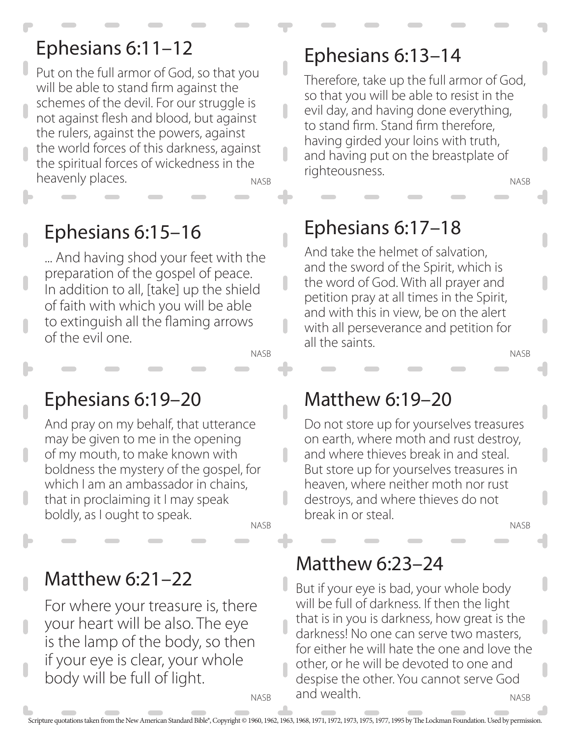## Ephesians 6:11–12

Put on the full armor of God, so that you will be able to stand firm against the schemes of the devil. For our struggle is not against flesh and blood, but against the rulers, against the powers, against the world forces of this darkness, against the spiritual forces of wickedness in the heavenly places.

NASB

## Ephesians 6:13–14

Therefore, take up the full armor of God, so that you will be able to resist in the evil day, and having done everything, to stand firm. Stand firm therefore, having girded your loins with truth, and having put on the breastplate of righteousness.

NASB

## Ephesians 6:15–16

... And having shod your feet with the preparation of the gospel of peace. In addition to all, [take] up the shield of faith with which you will be able to extinguish all the flaming arrows of the evil one.

NASB

## Ephesians 6:17–18

And take the helmet of salvation, and the sword of the Spirit, which is the word of God. With all prayer and petition pray at all times in the Spirit, and with this in view, be on the alert with all perseverance and petition for all the saints.

NASB

## Ephesians 6:19–20

And pray on my behalf, that utterance may be given to me in the opening of my mouth, to make known with boldness the mystery of the gospel, for which I am an ambassador in chains, that in proclaiming it I may speak boldly, as I ought to speak.

NASB

## Matthew 6:19–20

Do not store up for yourselves treasures on earth, where moth and rust destroy, and where thieves break in and steal. But store up for yourselves treasures in heaven, where neither moth nor rust destroys, and where thieves do not break in or steal.

NASB

## Matthew 6:21–22

For where your treasure is, there your heart will be also. The eye is the lamp of the body, so then if your eye is clear, your whole body will be full of light.

NASB

## Matthew 6:23–24

But if your eye is bad, your whole body will be full of darkness. If then the light that is in you is darkness, how great is the darkness! No one can serve two masters, for either he will hate the one and love the other, or he will be devoted to one and despise the other. You cannot serve God and wealth.

NASB

Scripture quotations taken from the New American Standard Bible®, Copyright © 1960, 1962, 1963, 1968, 1971, 1972, 1973, 1975, 1977, 1995 by The Lockman Foundation. Used by permission.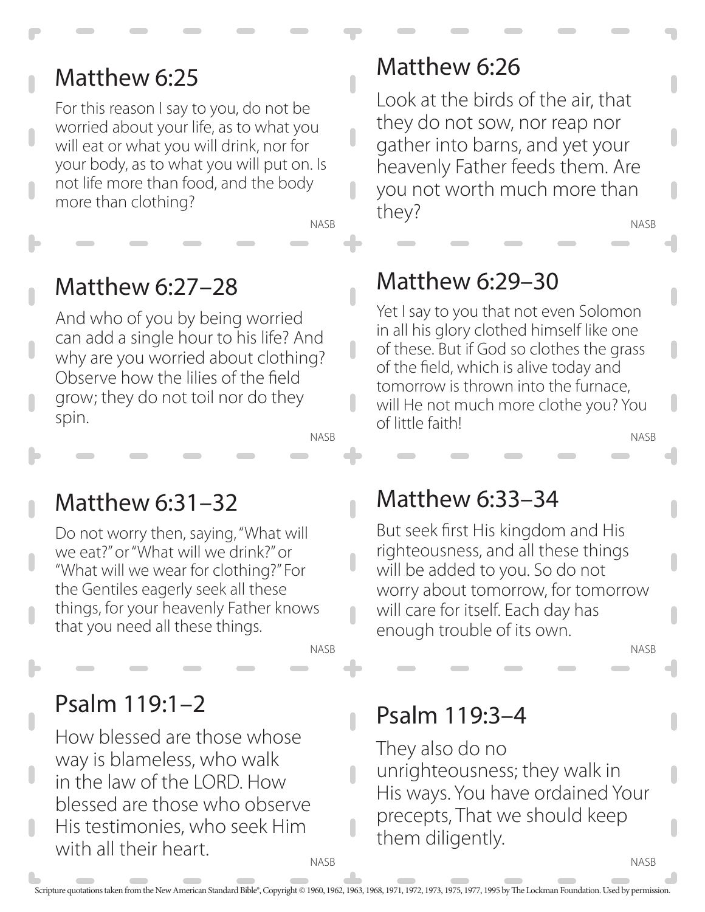## Matthew 6:25

For this reason I say to you, do not be worried about your life, as to what you will eat or what you will drink, nor for your body, as to what you will put on. Is not life more than food, and the body more than clothing?

NASB

## Matthew 6:26

Look at the birds of the air, that they do not sow, nor reap nor gather into barns, and yet your heavenly Father feeds them. Are you not worth much more than they?

NASB

## Matthew 6:27–28

And who of you by being worried can add a single hour to his life? And why are you worried about clothing? Observe how the lilies of the field grow; they do not toil nor do they spin.

NASB

## Matthew 6:29–30

Yet I say to you that not even Solomon in all his glory clothed himself like one of these. But if God so clothes the grass of the field, which is alive today and tomorrow is thrown into the furnace, will He not much more clothe you? You of little faith!

NASB

## Matthew 6:31–32

Do not worry then, saying, "What will we eat?" or "What will we drink?" or "What will we wear for clothing?" For the Gentiles eagerly seek all these things, for your heavenly Father knows that you need all these things.

NASB

## Matthew 6:33–34

But seek first His kingdom and His righteousness, and all these things will be added to you. So do not worry about tomorrow, for tomorrow will care for itself. Each day has enough trouble of its own.

NASB

## Psalm 119:1–2

How blessed are those whose way is blameless, who walk in the law of the LORD. How blessed are those who observe His testimonies, who seek Him with all their heart.

NASB

## Psalm 119:3–4

They also do no unrighteousness; they walk in His ways. You have ordained Your precepts, That we should keep them diligently.

NASB

Scripture quotations taken from the New American Standard Bible®, Copyright © 1960, 1962, 1963, 1968, 1971, 1972, 1973, 1975, 1977, 1995 by The Lockman Foundation. Used by permission.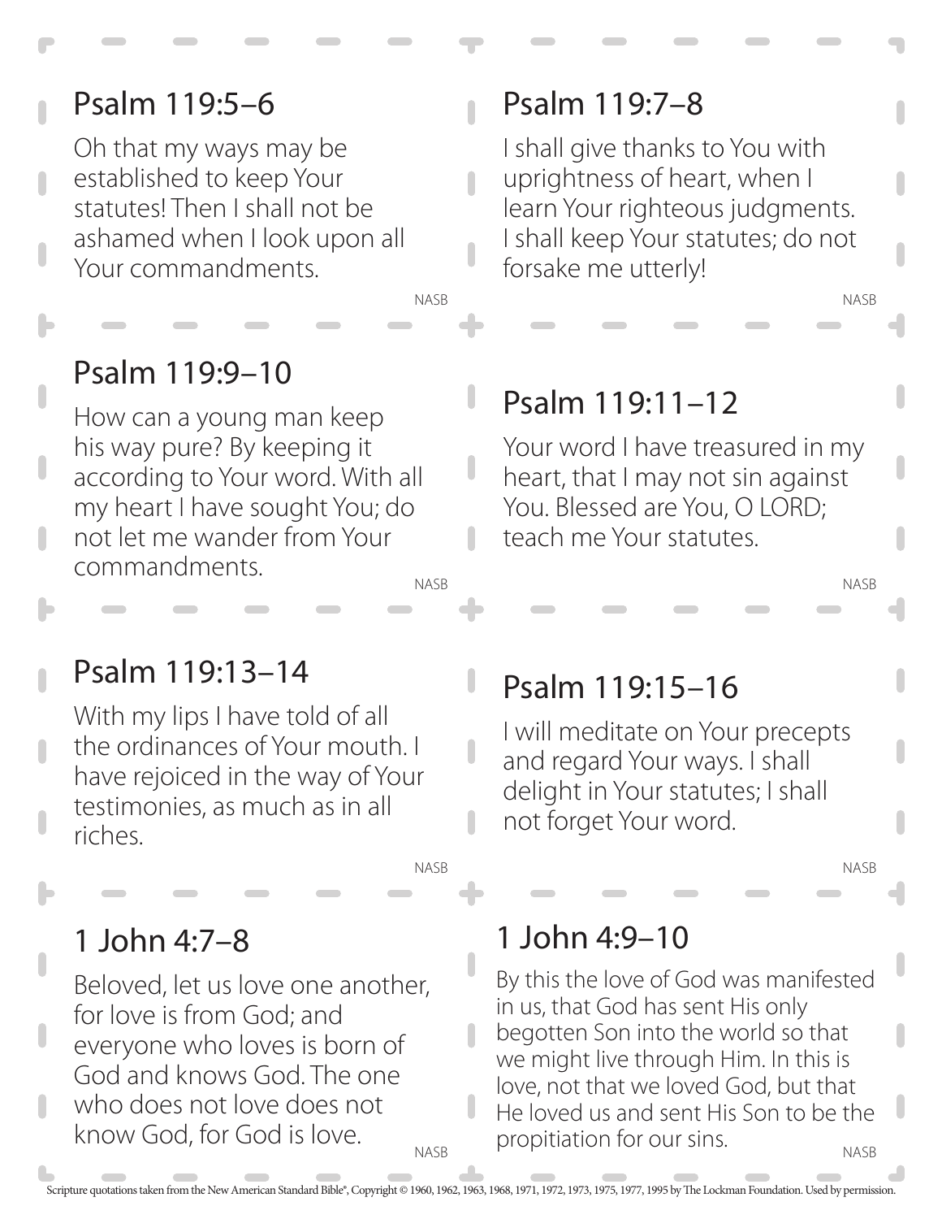## Psalm 119:5–6

Oh that my ways may be established to keep Your statutes! Then I shall not be ashamed when I look upon all Your commandments.

NASB

## Psalm 119:7–8

I shall give thanks to You with uprightness of heart, when I learn Your righteous judgments. I shall keep Your statutes; do not forsake me utterly!

NASB

## Psalm 119:9–10

How can a young man keep his way pure? By keeping it according to Your word. With all my heart I have sought You; do not let me wander from Your commandments.

NASB

## Psalm 119:11–12

Your word I have treasured in my heart, that I may not sin against You. Blessed are You, O LORD; teach me Your statutes.

NASB

## Psalm 119:13–14

With my lips I have told of all the ordinances of Your mouth. I have rejoiced in the way of Your testimonies, as much as in all riches.

NASB

## Psalm 119:15–16

I will meditate on Your precepts and regard Your ways. I shall delight in Your statutes; I shall not forget Your word.

NASB

## 1 John 4:7–8

Beloved, let us love one another, for love is from God; and everyone who loves is born of God and knows God. The one who does not love does not know God, for God is love.

NASB

## 1 John 4:9–10

By this the love of God was manifested in us, that God has sent His only begotten Son into the world so that we might live through Him. In this is love, not that we loved God, but that He loved us and sent His Son to be the propitiation for our sins.

NASB

Scripture quotations taken from the New American Standard Bible®, Copyright © 1960, 1962, 1963, 1968, 1971, 1972, 1973, 1975, 1977, 1995 by The Lockman Foundation. Used by permission.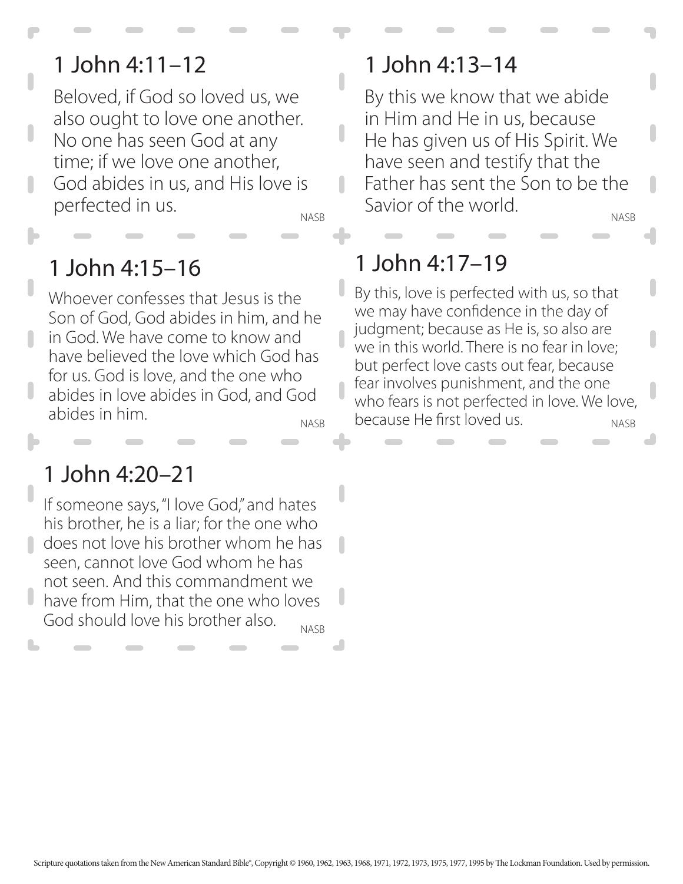## 1 John 4:11–12

Beloved, if God so loved us, we also ought to love one another. No one has seen God at any time; if we love one another, God abides in us, and His love is perfected in us.

NASB

## 1 John 4:13–14

By this we know that we abide in Him and He in us, because He has given us of His Spirit. We have seen and testify that the Father has sent the Son to be the Savior of the world.

NASB

## 1 John 4:15–16

Whoever confesses that Jesus is the Son of God, God abides in him, and he in God. We have come to know and have believed the love which God has for us. God is love, and the one who abides in love abides in God, and God abides in him.

NASB

## 1 John 4:17–19

By this, love is perfected with us, so that we may have confidence in the day of judgment; because as He is, so also are we in this world. There is no fear in love; but perfect love casts out fear, because fear involves punishment, and the one who fears is not perfected in love. We love, because He first loved us.

NASB

## 1 John 4:20–21

If someone says, "I love God," and hates his brother, he is a liar; for the one who does not love his brother whom he has seen, cannot love God whom he has not seen. And this commandment we have from Him, that the one who loves God should love his brother also.

NASB

Scripture quotations taken from the New American Standard Bible®, Copyright © 1960, 1962, 1963, 1968, 1971, 1972, 1973, 1975, 1977, 1995 by The Lockman Foundation. Used by permission.